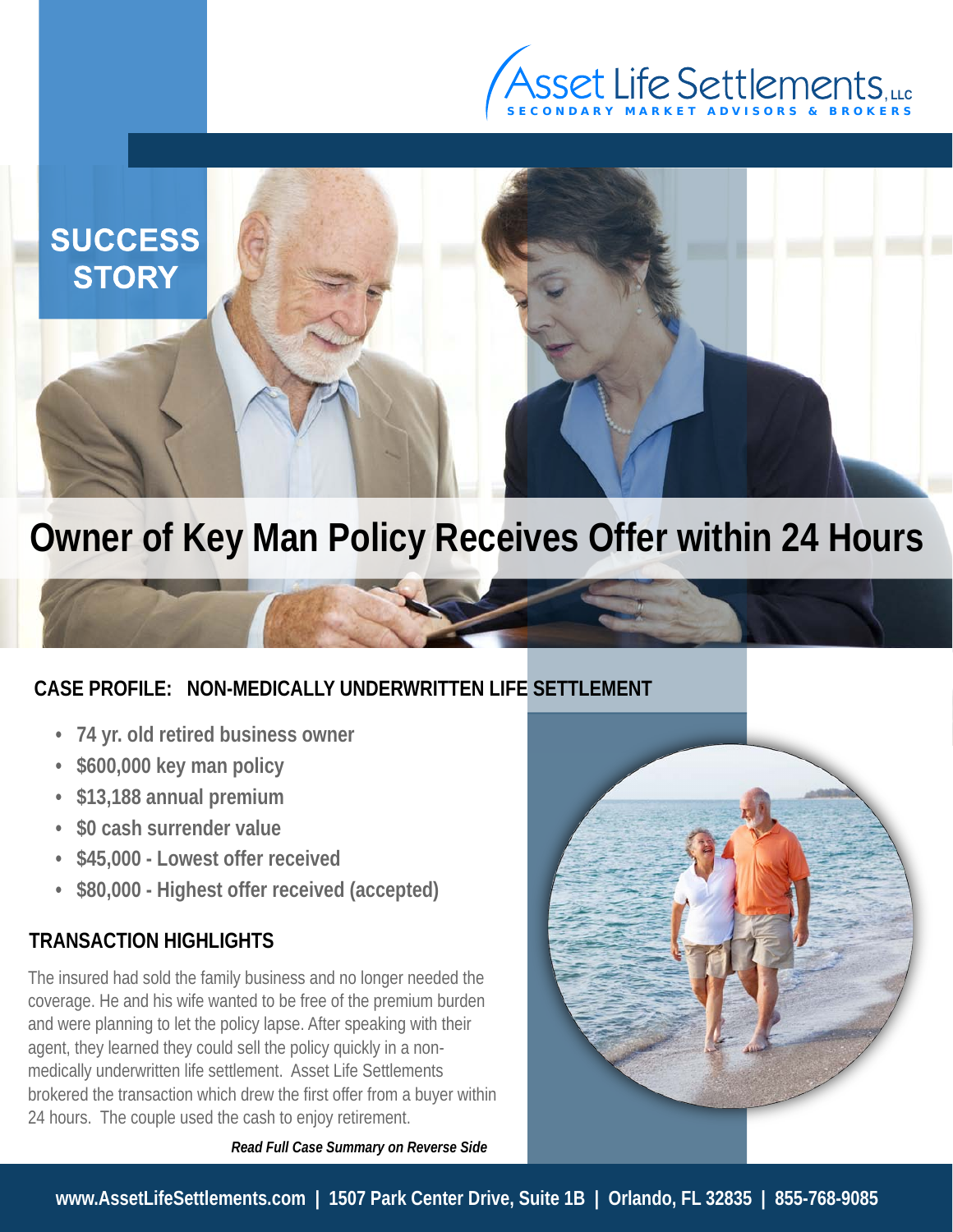Asset Life Settlements, LLC
SECONDARY MARKET ADVISORS & BROKERS

**SUCCESS STORY**

# Owner of Key Man Policy Receives Offer within 24 Hours

## CASE PROFILE: NON-MEDICALLY UNDERWRITTEN LIFE SETTLEMENT

- **74 yr. old retired business owner**
- **$600,000 key man policy**
- **$13,188 annual premium**
- **$0 cash surrender value**
- **$45,000 - Lowest offer received**
- **$80,000 - Highest offer received (accepted)**

## TRANSACTION HIGHLIGHTS

The insured had sold the family business and no longer needed the coverage. He and his wife wanted to be free of the premium burden and were planning to let the policy lapse. After speaking with their agent, they learned they could sell the policy quickly in a non-medically underwritten life settlement. Asset Life Settlements brokered the transaction which drew the first offer from a buyer within 24 hours. The couple used the cash to enjoy retirement.

***Read Full Case Summary on Reverse Side***

**www.AssetLifeSettlements.com | 1507 Park Center Drive, Suite 1B | Orlando, FL 32835 | 855-768-9085**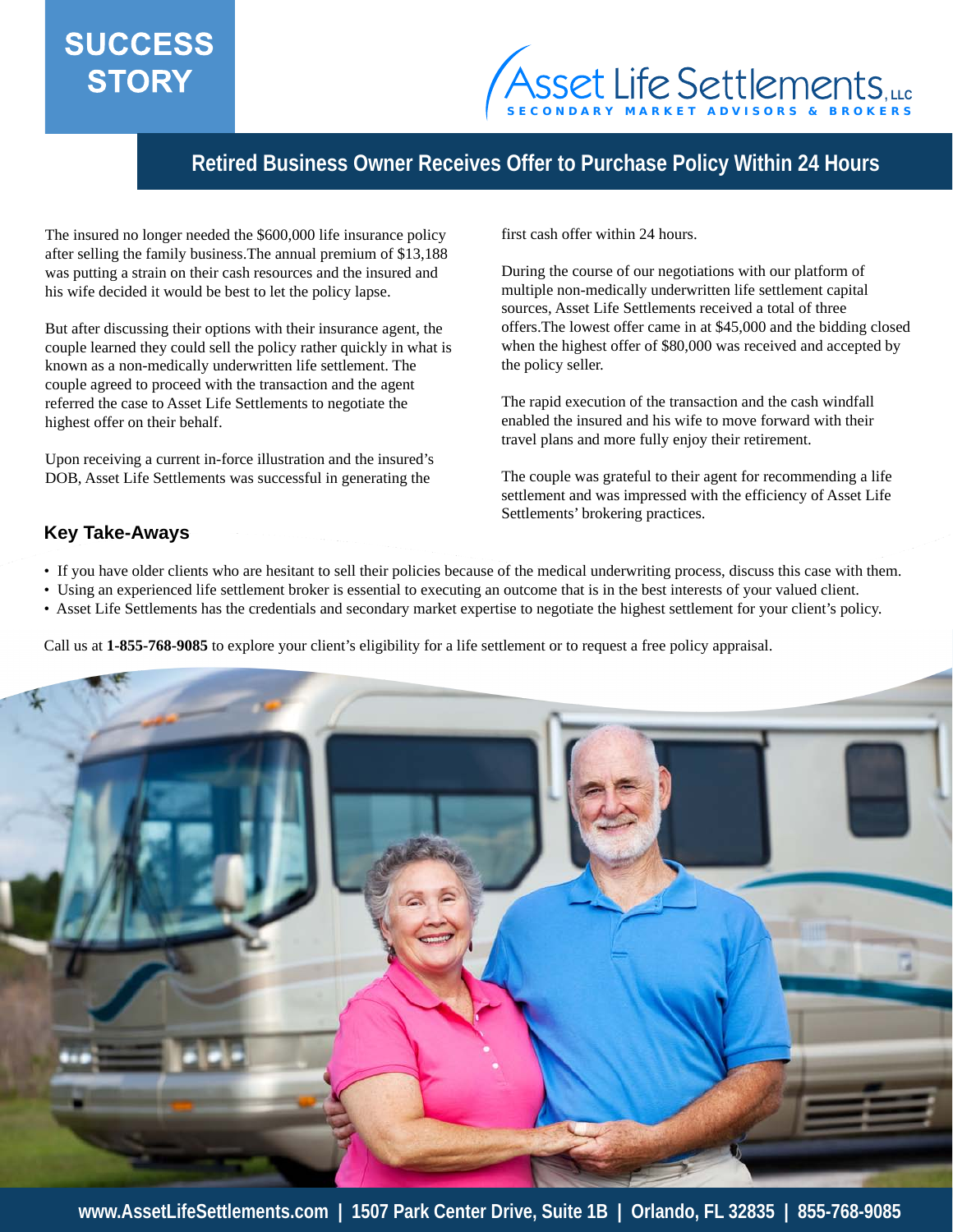SUCCESS STORY

Asset Life Settlements, LLC
SECONDARY MARKET ADVISORS & BROKERS

## Retired Business Owner Receives Offer to Purchase Policy Within 24 Hours

The insured no longer needed the $600,000 life insurance policy after selling the family business.The annual premium of $13,188 was putting a strain on their cash resources and the insured and his wife decided it would be best to let the policy lapse.

But after discussing their options with their insurance agent, the couple learned they could sell the policy rather quickly in what is known as a non-medically underwritten life settlement. The couple agreed to proceed with the transaction and the agent referred the case to Asset Life Settlements to negotiate the highest offer on their behalf.

Upon receiving a current in-force illustration and the insured's DOB, Asset Life Settlements was successful in generating the first cash offer within 24 hours.

During the course of our negotiations with our platform of multiple non-medically underwritten life settlement capital sources, Asset Life Settlements received a total of three offers.The lowest offer came in at $45,000 and the bidding closed when the highest offer of $80,000 was received and accepted by the policy seller.

The rapid execution of the transaction and the cash windfall enabled the insured and his wife to move forward with their travel plans and more fully enjoy their retirement.

The couple was grateful to their agent for recommending a life settlement and was impressed with the efficiency of Asset Life Settlements' brokering practices.

### Key Take-Aways

- If you have older clients who are hesitant to sell their policies because of the medical underwriting process, discuss this case with them.
- Using an experienced life settlement broker is essential to executing an outcome that is in the best interests of your valued client.
- Asset Life Settlements has the credentials and secondary market expertise to negotiate the highest settlement for your client's policy.

Call us at **1-855-768-9085** to explore your client's eligibility for a life settlement or to request a free policy appraisal.

**www.AssetLifeSettlements.com | 1507 Park Center Drive, Suite 1B | Orlando, FL 32835 | 855-768-9085**